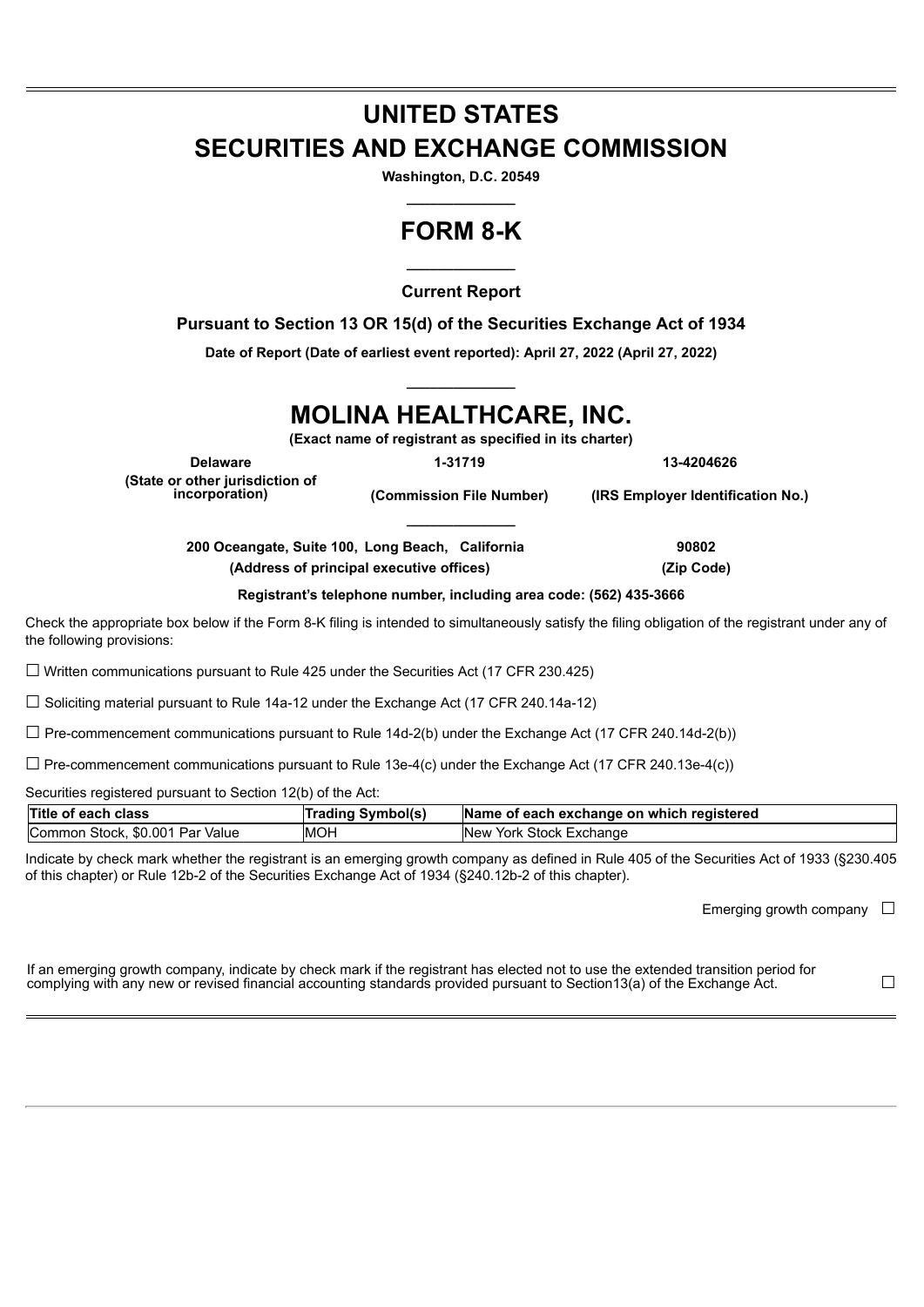# UNITED STATES
# SECURITIES AND EXCHANGE COMMISSION

**Washington, D.C. 20549**

# FORM 8-K

**Current Report**

**Pursuant to Section 13 OR 15(d) of the Securities Exchange Act of 1934**

**Date of Report (Date of earliest event reported): April 27, 2022 (April 27, 2022)**

# MOLINA HEALTHCARE, INC.

**(Exact name of registrant as specified in its charter)**

| Delaware | 1-31719 | 13-4204626 |
|---|---|---|
| (State or other jurisdiction of incorporation) | (Commission File Number) | (IRS Employer Identification No.) |

| 200 Oceangate, Suite 100, Long Beach, California | 90802 |
|---|---|
| (Address of principal executive offices) | (Zip Code) |

**Registrant's telephone number, including area code: (562) 435-3666**

Check the appropriate box below if the Form 8-K filing is intended to simultaneously satisfy the filing obligation of the registrant under any of the following provisions:

☐ Written communications pursuant to Rule 425 under the Securities Act (17 CFR 230.425)

☐ Soliciting material pursuant to Rule 14a-12 under the Exchange Act (17 CFR 240.14a-12)

☐ Pre-commencement communications pursuant to Rule 14d-2(b) under the Exchange Act (17 CFR 240.14d-2(b))

☐ Pre-commencement communications pursuant to Rule 13e-4(c) under the Exchange Act (17 CFR 240.13e-4(c))

Securities registered pursuant to Section 12(b) of the Act:

| Title of each class | Trading Symbol(s) | Name of each exchange on which registered |
|---|---|---|
| Common Stock, $0.001 Par Value | MOH | New York Stock Exchange |

Indicate by check mark whether the registrant is an emerging growth company as defined in Rule 405 of the Securities Act of 1933 (§230.405 of this chapter) or Rule 12b-2 of the Securities Exchange Act of 1934 (§240.12b-2 of this chapter).

Emerging growth company ☐

If an emerging growth company, indicate by check mark if the registrant has elected not to use the extended transition period for complying with any new or revised financial accounting standards provided pursuant to Section13(a) of the Exchange Act. ☐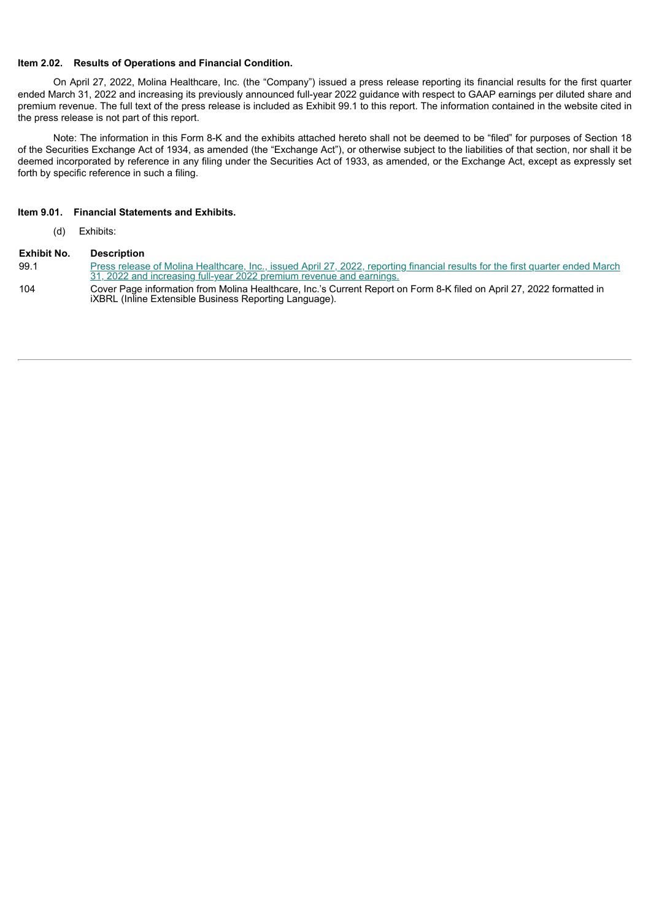**Item 2.02. Results of Operations and Financial Condition.**

On April 27, 2022, Molina Healthcare, Inc. (the "Company") issued a press release reporting its financial results for the first quarter ended March 31, 2022 and increasing its previously announced full-year 2022 guidance with respect to GAAP earnings per diluted share and premium revenue. The full text of the press release is included as Exhibit 99.1 to this report. The information contained in the website cited in the press release is not part of this report.

Note: The information in this Form 8-K and the exhibits attached hereto shall not be deemed to be "filed" for purposes of Section 18 of the Securities Exchange Act of 1934, as amended (the "Exchange Act"), or otherwise subject to the liabilities of that section, nor shall it be deemed incorporated by reference in any filing under the Securities Act of 1933, as amended, or the Exchange Act, except as expressly set forth by specific reference in such a filing.

**Item 9.01. Financial Statements and Exhibits.**

(d) Exhibits:

| Exhibit No. | Description |
|---|---|
| 99.1 | Press release of Molina Healthcare, Inc., issued April 27, 2022, reporting financial results for the first quarter ended March 31, 2022 and increasing full-year 2022 premium revenue and earnings. |
| 104 | Cover Page information from Molina Healthcare, Inc.'s Current Report on Form 8-K filed on April 27, 2022 formatted in iXBRL (Inline Extensible Business Reporting Language). |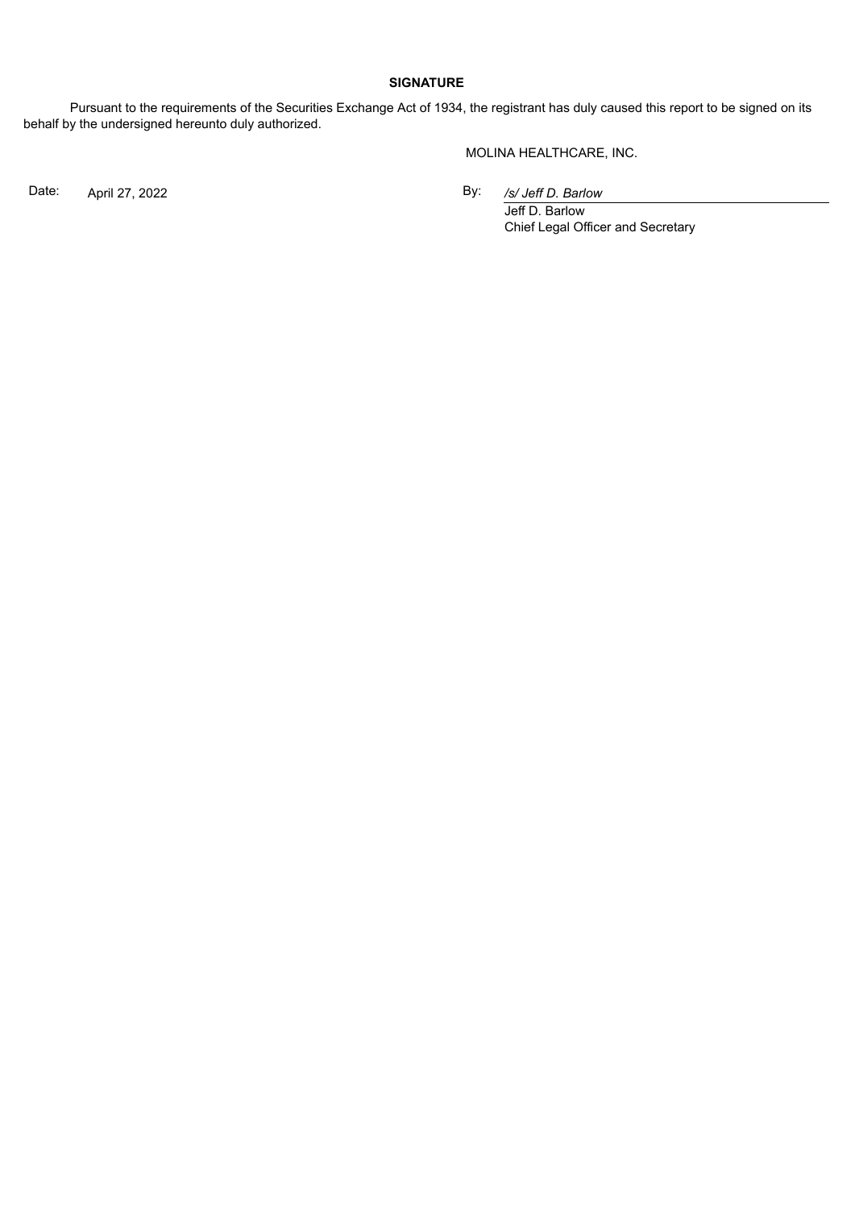**SIGNATURE**

Pursuant to the requirements of the Securities Exchange Act of 1934, the registrant has duly caused this report to be signed on its behalf by the undersigned hereunto duly authorized.

MOLINA HEALTHCARE, INC.

Date: April 27, 2022

By: */s/ Jeff D. Barlow*

Jeff D. Barlow
Chief Legal Officer and Secretary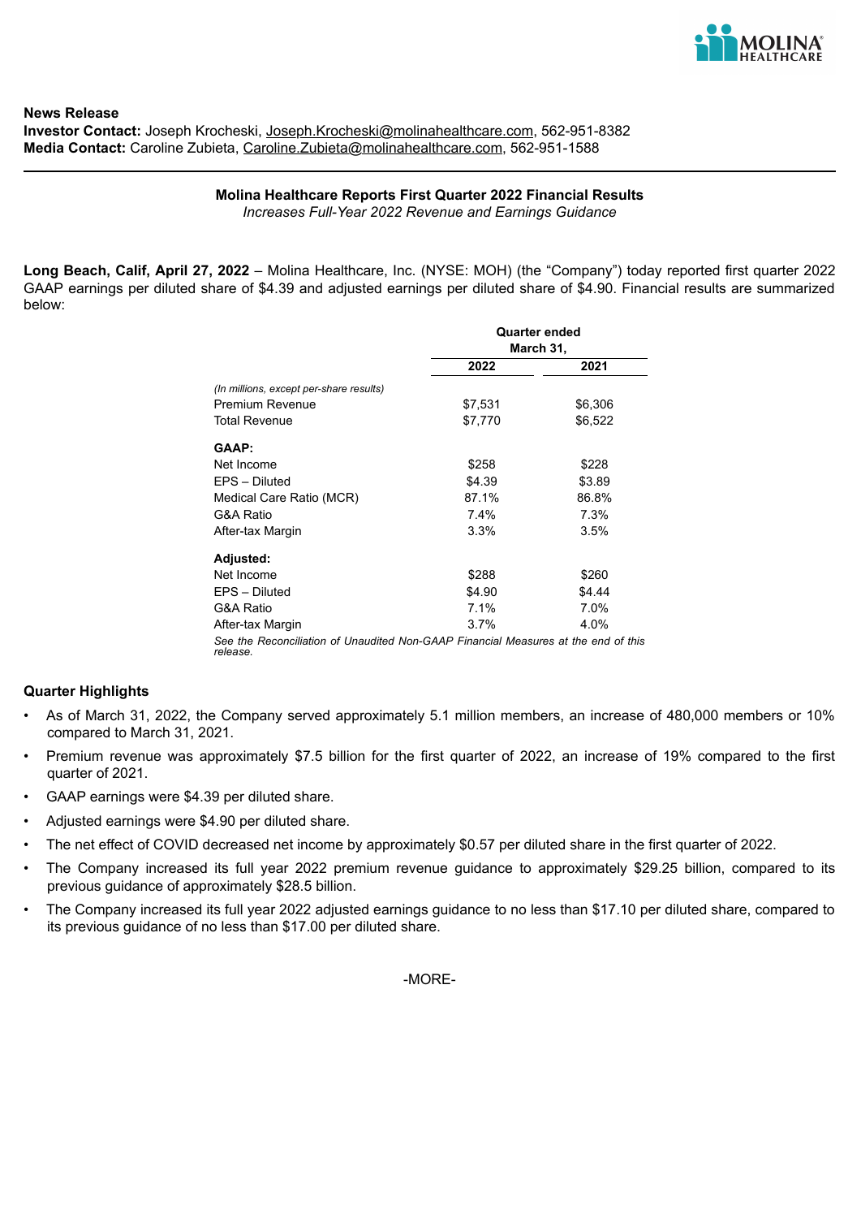**News Release**
**Investor Contact:** Joseph Krocheski, Joseph.Krocheski@molinahealthcare.com, 562-951-8382
**Media Contact:** Caroline Zubieta, Caroline.Zubieta@molinahealthcare.com, 562-951-1588

**Molina Healthcare Reports First Quarter 2022 Financial Results**
*Increases Full-Year 2022 Revenue and Earnings Guidance*

**Long Beach, Calif, April 27, 2022** – Molina Healthcare, Inc. (NYSE: MOH) (the "Company") today reported first quarter 2022 GAAP earnings per diluted share of $4.39 and adjusted earnings per diluted share of $4.90. Financial results are summarized below:

| | Quarter ended March 31, | |
|---|---|---|
| | 2022 | 2021 |
| *(In millions, except per-share results)* | | |
| Premium Revenue | $7,531 | $6,306 |
| Total Revenue | $7,770 | $6,522 |
| **GAAP:** | | |
| Net Income | $258 | $228 |
| EPS – Diluted | $4.39 | $3.89 |
| Medical Care Ratio (MCR) | 87.1% | 86.8% |
| G&A Ratio | 7.4% | 7.3% |
| After-tax Margin | 3.3% | 3.5% |
| **Adjusted:** | | |
| Net Income | $288 | $260 |
| EPS – Diluted | $4.90 | $4.44 |
| G&A Ratio | 7.1% | 7.0% |
| After-tax Margin | 3.7% | 4.0% |

*See the Reconciliation of Unaudited Non-GAAP Financial Measures at the end of this release.*

**Quarter Highlights**

- As of March 31, 2022, the Company served approximately 5.1 million members, an increase of 480,000 members or 10% compared to March 31, 2021.
- Premium revenue was approximately $7.5 billion for the first quarter of 2022, an increase of 19% compared to the first quarter of 2021.
- GAAP earnings were $4.39 per diluted share.
- Adjusted earnings were $4.90 per diluted share.
- The net effect of COVID decreased net income by approximately $0.57 per diluted share in the first quarter of 2022.
- The Company increased its full year 2022 premium revenue guidance to approximately $29.25 billion, compared to its previous guidance of approximately $28.5 billion.
- The Company increased its full year 2022 adjusted earnings guidance to no less than $17.10 per diluted share, compared to its previous guidance of no less than $17.00 per diluted share.

-MORE-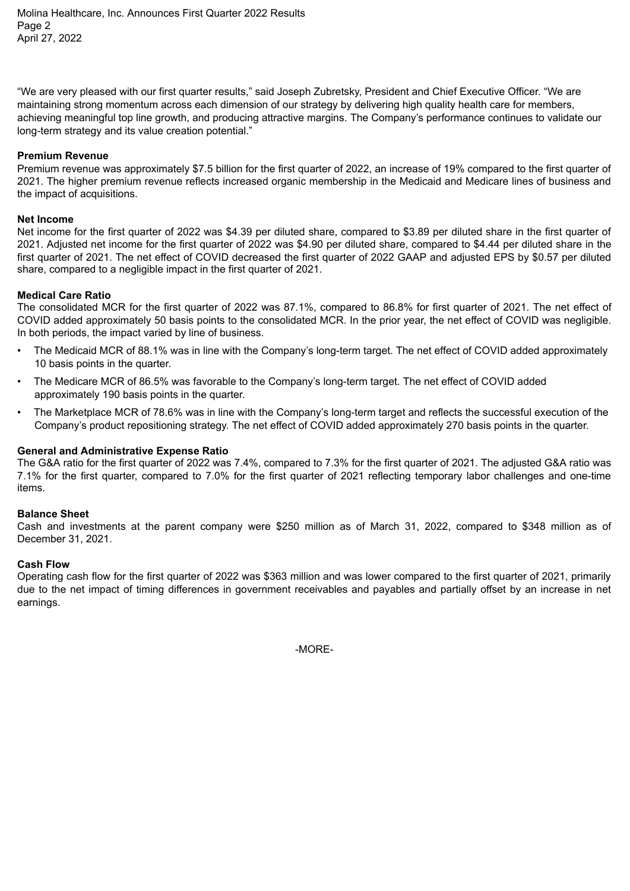"We are very pleased with our first quarter results," said Joseph Zubretsky, President and Chief Executive Officer. "We are maintaining strong momentum across each dimension of our strategy by delivering high quality health care for members, achieving meaningful top line growth, and producing attractive margins. The Company's performance continues to validate our long-term strategy and its value creation potential."

**Premium Revenue**

Premium revenue was approximately $7.5 billion for the first quarter of 2022, an increase of 19% compared to the first quarter of 2021. The higher premium revenue reflects increased organic membership in the Medicaid and Medicare lines of business and the impact of acquisitions.

**Net Income**

Net income for the first quarter of 2022 was $4.39 per diluted share, compared to $3.89 per diluted share in the first quarter of 2021. Adjusted net income for the first quarter of 2022 was $4.90 per diluted share, compared to $4.44 per diluted share in the first quarter of 2021. The net effect of COVID decreased the first quarter of 2022 GAAP and adjusted EPS by $0.57 per diluted share, compared to a negligible impact in the first quarter of 2021.

**Medical Care Ratio**

The consolidated MCR for the first quarter of 2022 was 87.1%, compared to 86.8% for first quarter of 2021. The net effect of COVID added approximately 50 basis points to the consolidated MCR. In the prior year, the net effect of COVID was negligible. In both periods, the impact varied by line of business.

- The Medicaid MCR of 88.1% was in line with the Company's long-term target. The net effect of COVID added approximately 10 basis points in the quarter.
- The Medicare MCR of 86.5% was favorable to the Company's long-term target. The net effect of COVID added approximately 190 basis points in the quarter.
- The Marketplace MCR of 78.6% was in line with the Company's long-term target and reflects the successful execution of the Company's product repositioning strategy. The net effect of COVID added approximately 270 basis points in the quarter.

**General and Administrative Expense Ratio**

The G&A ratio for the first quarter of 2022 was 7.4%, compared to 7.3% for the first quarter of 2021. The adjusted G&A ratio was 7.1% for the first quarter, compared to 7.0% for the first quarter of 2021 reflecting temporary labor challenges and one-time items.

**Balance Sheet**

Cash and investments at the parent company were $250 million as of March 31, 2022, compared to $348 million as of December 31, 2021.

**Cash Flow**

Operating cash flow for the first quarter of 2022 was $363 million and was lower compared to the first quarter of 2021, primarily due to the net impact of timing differences in government receivables and payables and partially offset by an increase in net earnings.

-MORE-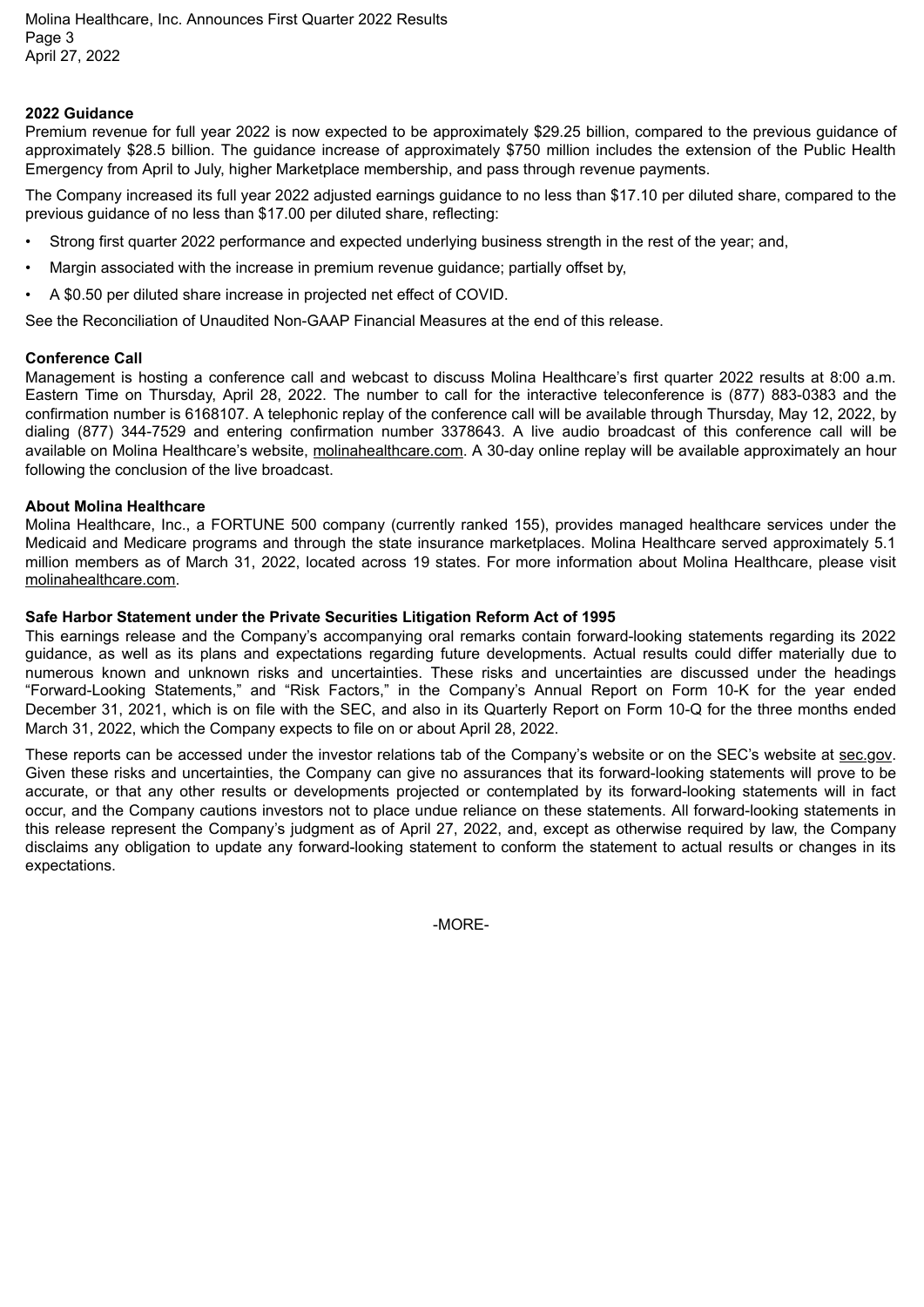## 2022 Guidance

Premium revenue for full year 2022 is now expected to be approximately $29.25 billion, compared to the previous guidance of approximately $28.5 billion. The guidance increase of approximately $750 million includes the extension of the Public Health Emergency from April to July, higher Marketplace membership, and pass through revenue payments.

The Company increased its full year 2022 adjusted earnings guidance to no less than $17.10 per diluted share, compared to the previous guidance of no less than $17.00 per diluted share, reflecting:

- Strong first quarter 2022 performance and expected underlying business strength in the rest of the year; and,
- Margin associated with the increase in premium revenue guidance; partially offset by,
- A $0.50 per diluted share increase in projected net effect of COVID.

See the Reconciliation of Unaudited Non-GAAP Financial Measures at the end of this release.

## Conference Call

Management is hosting a conference call and webcast to discuss Molina Healthcare's first quarter 2022 results at 8:00 a.m. Eastern Time on Thursday, April 28, 2022. The number to call for the interactive teleconference is (877) 883-0383 and the confirmation number is 6168107. A telephonic replay of the conference call will be available through Thursday, May 12, 2022, by dialing (877) 344-7529 and entering confirmation number 3378643. A live audio broadcast of this conference call will be available on Molina Healthcare's website, molinahealthcare.com. A 30-day online replay will be available approximately an hour following the conclusion of the live broadcast.

## About Molina Healthcare

Molina Healthcare, Inc., a FORTUNE 500 company (currently ranked 155), provides managed healthcare services under the Medicaid and Medicare programs and through the state insurance marketplaces. Molina Healthcare served approximately 5.1 million members as of March 31, 2022, located across 19 states. For more information about Molina Healthcare, please visit molinahealthcare.com.

## Safe Harbor Statement under the Private Securities Litigation Reform Act of 1995

This earnings release and the Company's accompanying oral remarks contain forward-looking statements regarding its 2022 guidance, as well as its plans and expectations regarding future developments. Actual results could differ materially due to numerous known and unknown risks and uncertainties. These risks and uncertainties are discussed under the headings "Forward-Looking Statements," and "Risk Factors," in the Company's Annual Report on Form 10-K for the year ended December 31, 2021, which is on file with the SEC, and also in its Quarterly Report on Form 10-Q for the three months ended March 31, 2022, which the Company expects to file on or about April 28, 2022.

These reports can be accessed under the investor relations tab of the Company's website or on the SEC's website at sec.gov. Given these risks and uncertainties, the Company can give no assurances that its forward-looking statements will prove to be accurate, or that any other results or developments projected or contemplated by its forward-looking statements will in fact occur, and the Company cautions investors not to place undue reliance on these statements. All forward-looking statements in this release represent the Company's judgment as of April 27, 2022, and, except as otherwise required by law, the Company disclaims any obligation to update any forward-looking statement to conform the statement to actual results or changes in its expectations.

-MORE-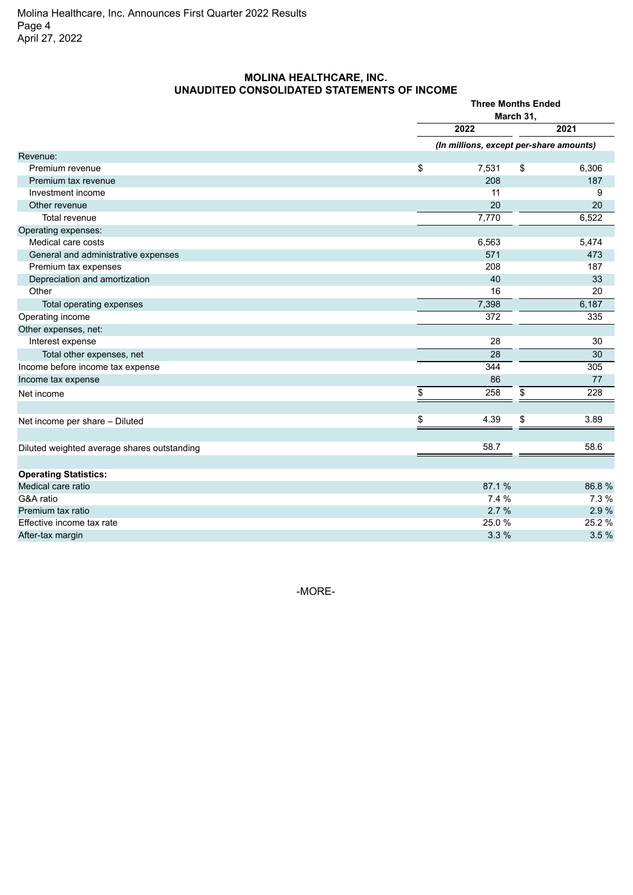## MOLINA HEALTHCARE, INC.
## UNAUDITED CONSOLIDATED STATEMENTS OF INCOME

| | Three Months Ended March 31, | |
|---|---|---|
| | 2022 | 2021 |
| | *(In millions, except per-share amounts)* | |
| Revenue: | | |
| Premium revenue | $ 7,531 | $ 6,306 |
| Premium tax revenue | 208 | 187 |
| Investment income | 11 | 9 |
| Other revenue | 20 | 20 |
| Total revenue | 7,770 | 6,522 |
| Operating expenses: | | |
| Medical care costs | 6,563 | 5,474 |
| General and administrative expenses | 571 | 473 |
| Premium tax expenses | 208 | 187 |
| Depreciation and amortization | 40 | 33 |
| Other | 16 | 20 |
| Total operating expenses | 7,398 | 6,187 |
| Operating income | 372 | 335 |
| Other expenses, net: | | |
| Interest expense | 28 | 30 |
| Total other expenses, net | 28 | 30 |
| Income before income tax expense | 344 | 305 |
| Income tax expense | 86 | 77 |
| Net income | $ 258 | $ 228 |
| | | |
| Net income per share – Diluted | $ 4.39 | $ 3.89 |
| | | |
| Diluted weighted average shares outstanding | 58.7 | 58.6 |
| | | |
| **Operating Statistics:** | | |
| Medical care ratio | 87.1 % | 86.8 % |
| G&A ratio | 7.4 % | 7.3 % |
| Premium tax ratio | 2.7 % | 2.9 % |
| Effective income tax rate | 25.0 % | 25.2 % |
| After-tax margin | 3.3 % | 3.5 % |

-MORE-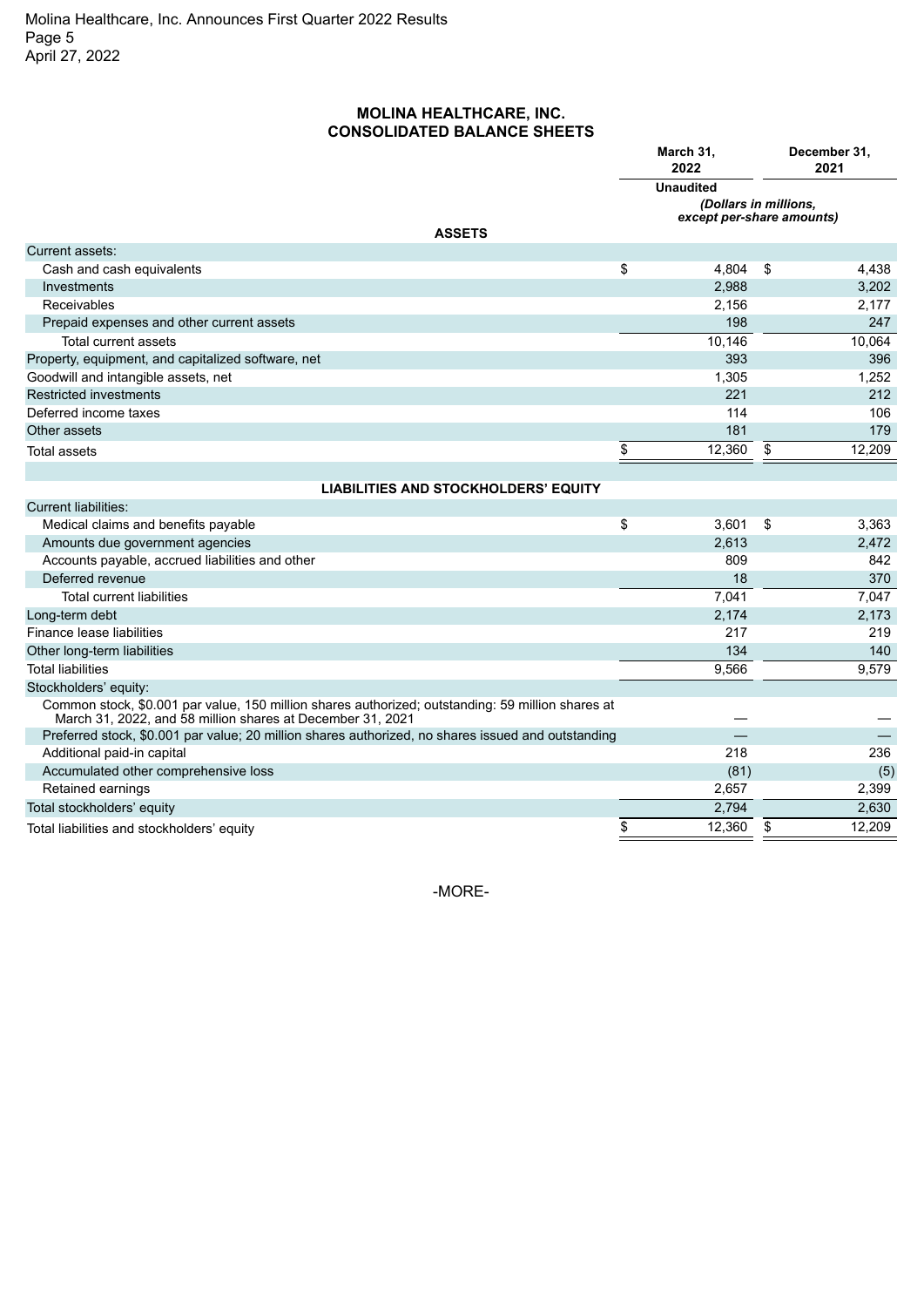## MOLINA HEALTHCARE, INC.
## CONSOLIDATED BALANCE SHEETS

| | March 31, 2022 | December 31, 2021 |
|---|---|---|
| | Unaudited | |
| | *(Dollars in millions, except per-share amounts)* | |
| **ASSETS** | | |
| Current assets: | | |
| Cash and cash equivalents | $ 4,804 | $ 4,438 |
| Investments | 2,988 | 3,202 |
| Receivables | 2,156 | 2,177 |
| Prepaid expenses and other current assets | 198 | 247 |
| Total current assets | 10,146 | 10,064 |
| Property, equipment, and capitalized software, net | 393 | 396 |
| Goodwill and intangible assets, net | 1,305 | 1,252 |
| Restricted investments | 221 | 212 |
| Deferred income taxes | 114 | 106 |
| Other assets | 181 | 179 |
| Total assets | $ 12,360 | $ 12,209 |
| **LIABILITIES AND STOCKHOLDERS' EQUITY** | | |
| Current liabilities: | | |
| Medical claims and benefits payable | $ 3,601 | $ 3,363 |
| Amounts due government agencies | 2,613 | 2,472 |
| Accounts payable, accrued liabilities and other | 809 | 842 |
| Deferred revenue | 18 | 370 |
| Total current liabilities | 7,041 | 7,047 |
| Long-term debt | 2,174 | 2,173 |
| Finance lease liabilities | 217 | 219 |
| Other long-term liabilities | 134 | 140 |
| Total liabilities | 9,566 | 9,579 |
| Stockholders' equity: | | |
| Common stock, $0.001 par value, 150 million shares authorized; outstanding: 59 million shares at March 31, 2022, and 58 million shares at December 31, 2021 | — | — |
| Preferred stock, $0.001 par value; 20 million shares authorized, no shares issued and outstanding | — | — |
| Additional paid-in capital | 218 | 236 |
| Accumulated other comprehensive loss | (81) | (5) |
| Retained earnings | 2,657 | 2,399 |
| Total stockholders' equity | 2,794 | 2,630 |
| Total liabilities and stockholders' equity | $ 12,360 | $ 12,209 |

-MORE-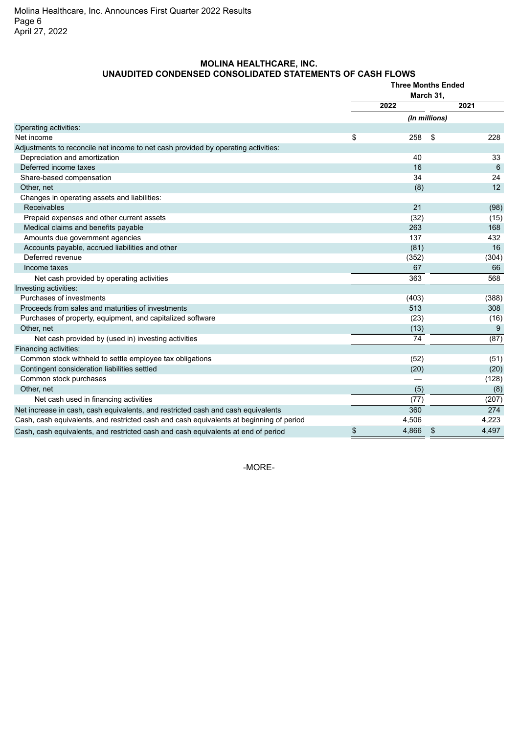## MOLINA HEALTHCARE, INC.
## UNAUDITED CONDENSED CONSOLIDATED STATEMENTS OF CASH FLOWS

| | Three Months Ended March 31, | |
|---|---|---|
| | 2022 | 2021 |
| | *(In millions)* | |
| **Operating activities:** | | |
| Net income | $ 258 | $ 228 |
| Adjustments to reconcile net income to net cash provided by operating activities: | | |
| Depreciation and amortization | 40 | 33 |
| Deferred income taxes | 16 | 6 |
| Share-based compensation | 34 | 24 |
| Other, net | (8) | 12 |
| Changes in operating assets and liabilities: | | |
| Receivables | 21 | (98) |
| Prepaid expenses and other current assets | (32) | (15) |
| Medical claims and benefits payable | 263 | 168 |
| Amounts due government agencies | 137 | 432 |
| Accounts payable, accrued liabilities and other | (81) | 16 |
| Deferred revenue | (352) | (304) |
| Income taxes | 67 | 66 |
| Net cash provided by operating activities | 363 | 568 |
| **Investing activities:** | | |
| Purchases of investments | (403) | (388) |
| Proceeds from sales and maturities of investments | 513 | 308 |
| Purchases of property, equipment, and capitalized software | (23) | (16) |
| Other, net | (13) | 9 |
| Net cash provided by (used in) investing activities | 74 | (87) |
| **Financing activities:** | | |
| Common stock withheld to settle employee tax obligations | (52) | (51) |
| Contingent consideration liabilities settled | (20) | (20) |
| Common stock purchases | — | (128) |
| Other, net | (5) | (8) |
| Net cash used in financing activities | (77) | (207) |
| Net increase in cash, cash equivalents, and restricted cash and cash equivalents | 360 | 274 |
| Cash, cash equivalents, and restricted cash and cash equivalents at beginning of period | 4,506 | 4,223 |
| Cash, cash equivalents, and restricted cash and cash equivalents at end of period | $ 4,866 | $ 4,497 |

-MORE-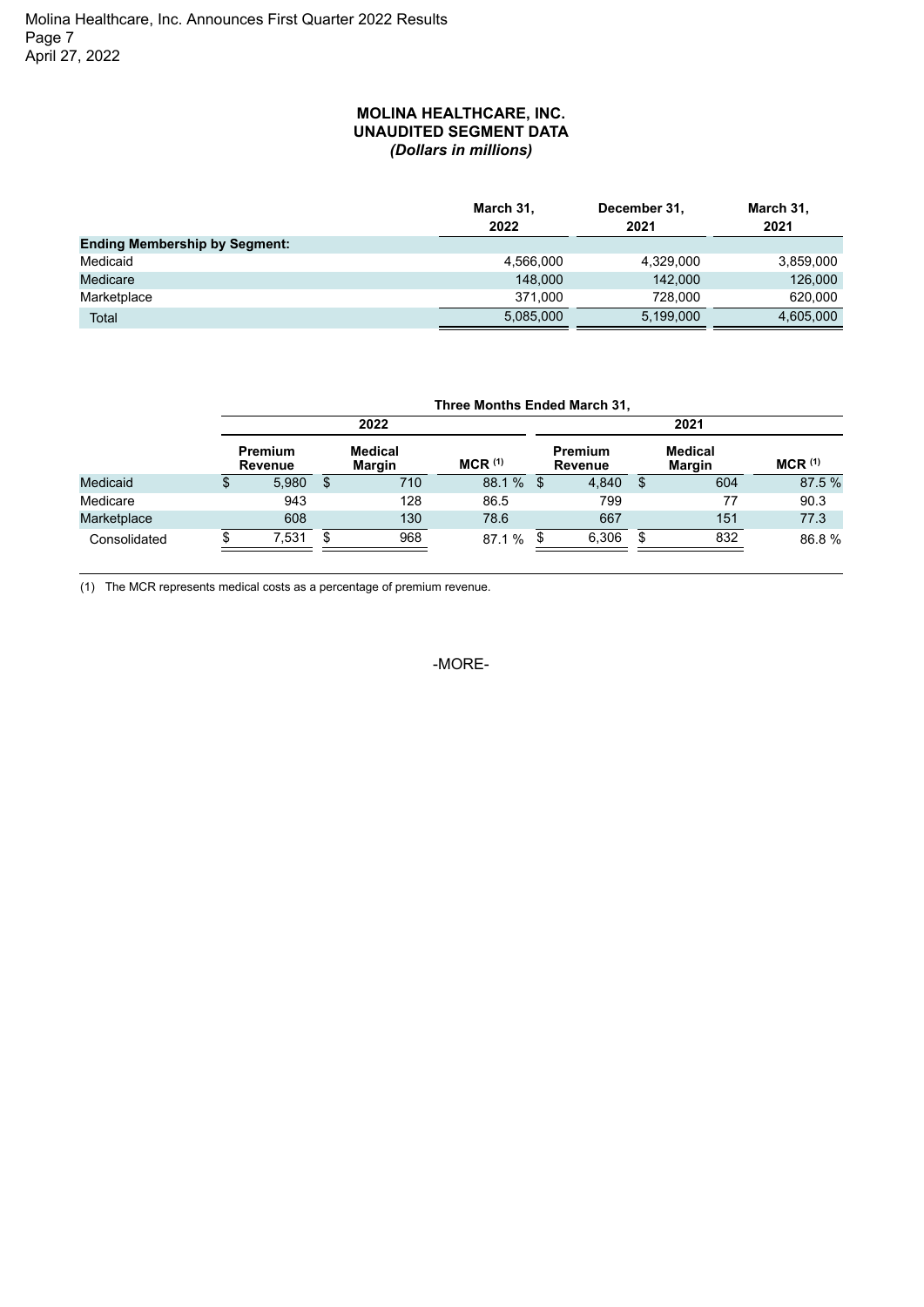## MOLINA HEALTHCARE, INC.
## UNAUDITED SEGMENT DATA
### *(Dollars in millions)*

| | March 31, 2022 | December 31, 2021 | March 31, 2021 |
|---|---|---|---|
| **Ending Membership by Segment:** | | | |
| Medicaid | 4,566,000 | 4,329,000 | 3,859,000 |
| Medicare | 148,000 | 142,000 | 126,000 |
| Marketplace | 371,000 | 728,000 | 620,000 |
| Total | 5,085,000 | 5,199,000 | 4,605,000 |

| | Three Months Ended March 31, | | | | | |
|---|---|---|---|---|---|---|
| | 2022 | | | 2021 | | |
| | Premium Revenue | Medical Margin | MCR [(1)] | Premium Revenue | Medical Margin | MCR [(1)] |
| Medicaid | $ 5,980 | $ 710 | 88.1 % | $ 4,840 | $ 604 | 87.5 % |
| Medicare | 943 | 128 | 86.5 | 799 | 77 | 90.3 |
| Marketplace | 608 | 130 | 78.6 | 667 | 151 | 77.3 |
| Consolidated | $ 7,531 | $ 968 | 87.1 % | $ 6,306 | $ 832 | 86.8 % |

(1) The MCR represents medical costs as a percentage of premium revenue.

-MORE-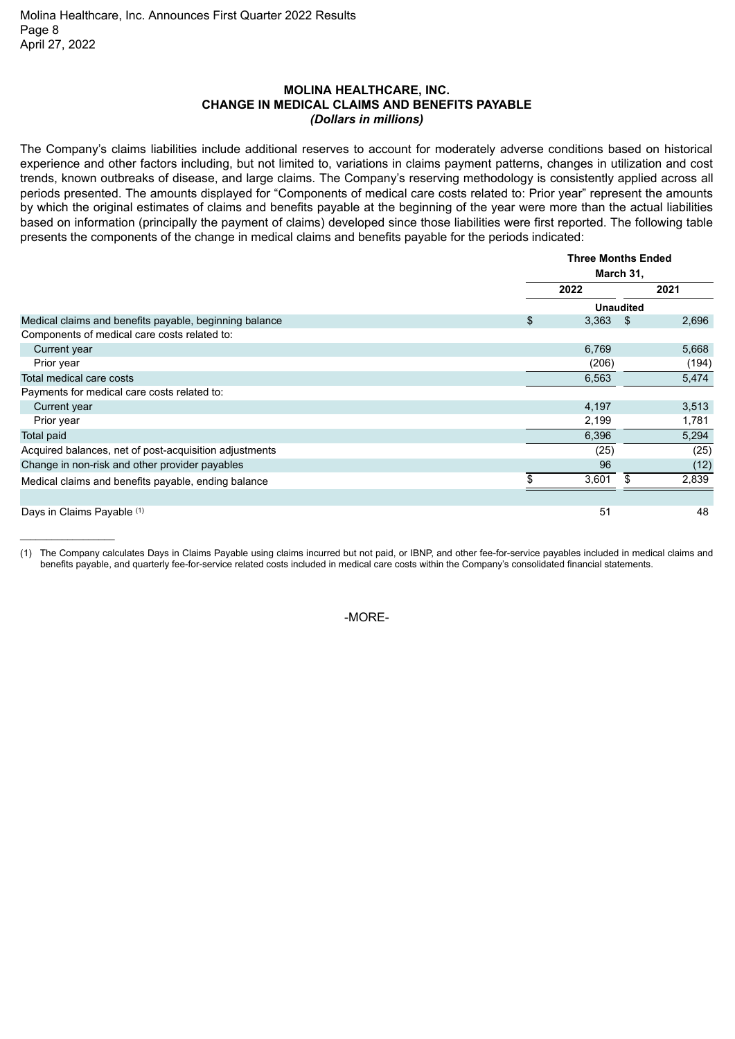# MOLINA HEALTHCARE, INC.
## CHANGE IN MEDICAL CLAIMS AND BENEFITS PAYABLE
*(Dollars in millions)*

The Company's claims liabilities include additional reserves to account for moderately adverse conditions based on historical experience and other factors including, but not limited to, variations in claims payment patterns, changes in utilization and cost trends, known outbreaks of disease, and large claims. The Company's reserving methodology is consistently applied across all periods presented. The amounts displayed for "Components of medical care costs related to: Prior year" represent the amounts by which the original estimates of claims and benefits payable at the beginning of the year were more than the actual liabilities based on information (principally the payment of claims) developed since those liabilities were first reported. The following table presents the components of the change in medical claims and benefits payable for the periods indicated:

| | Three Months Ended March 31, | |
|---|---|---|
| | 2022 | 2021 |
| | Unaudited | |
| Medical claims and benefits payable, beginning balance | $ 3,363 | $ 2,696 |
| Components of medical care costs related to: | | |
| Current year | 6,769 | 5,668 |
| Prior year | (206) | (194) |
| Total medical care costs | 6,563 | 5,474 |
| Payments for medical care costs related to: | | |
| Current year | 4,197 | 3,513 |
| Prior year | 2,199 | 1,781 |
| Total paid | 6,396 | 5,294 |
| Acquired balances, net of post-acquisition adjustments | (25) | (25) |
| Change in non-risk and other provider payables | 96 | (12) |
| Medical claims and benefits payable, ending balance | $ 3,601 | $ 2,839 |
| | | |
| Days in Claims Payable (1) | 51 | 48 |

(1) The Company calculates Days in Claims Payable using claims incurred but not paid, or IBNP, and other fee-for-service payables included in medical claims and benefits payable, and quarterly fee-for-service related costs included in medical care costs within the Company's consolidated financial statements.

-MORE-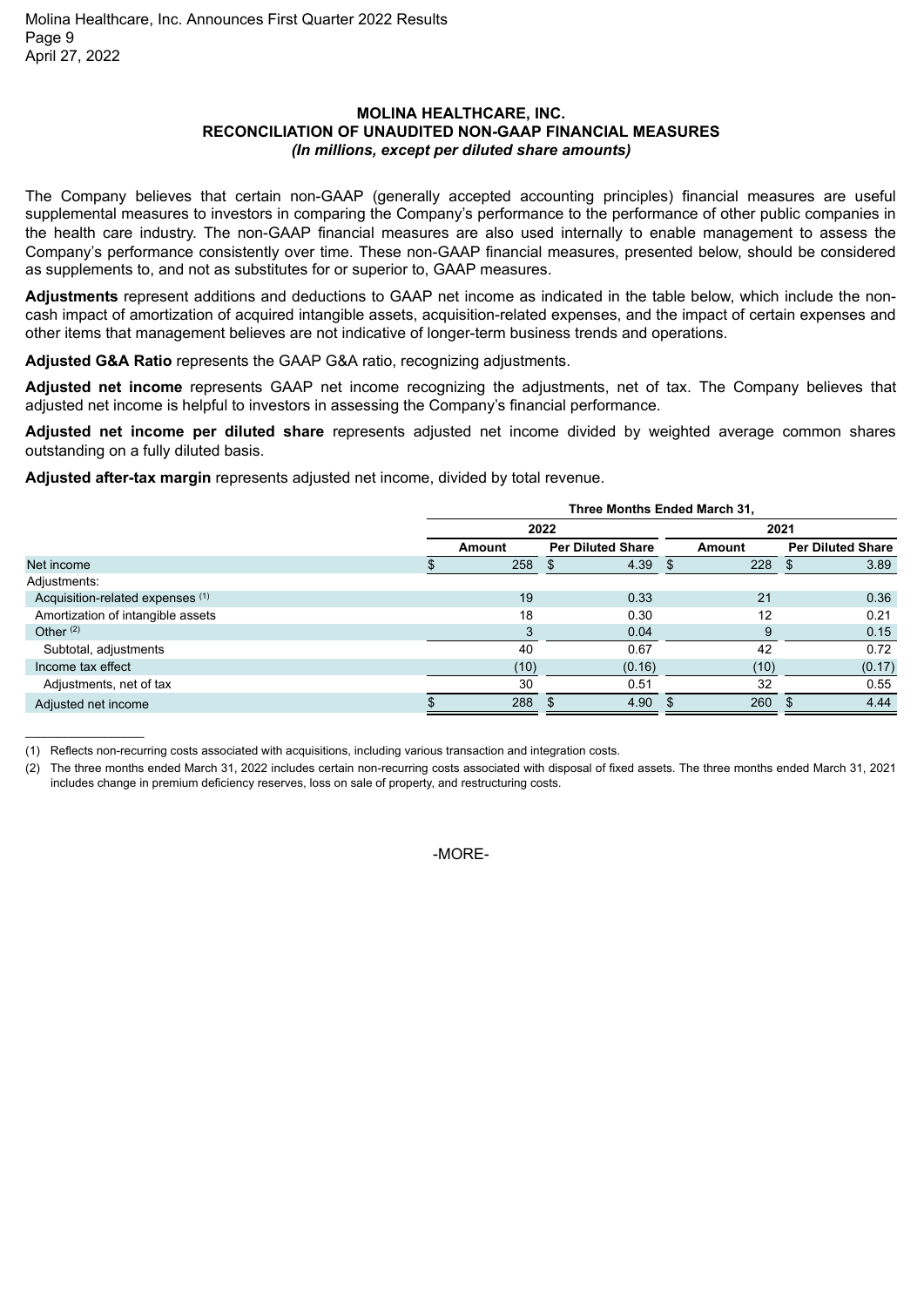# MOLINA HEALTHCARE, INC.
## RECONCILIATION OF UNAUDITED NON-GAAP FINANCIAL MEASURES
### *(In millions, except per diluted share amounts)*

The Company believes that certain non-GAAP (generally accepted accounting principles) financial measures are useful supplemental measures to investors in comparing the Company's performance to the performance of other public companies in the health care industry. The non-GAAP financial measures are also used internally to enable management to assess the Company's performance consistently over time. These non-GAAP financial measures, presented below, should be considered as supplements to, and not as substitutes for or superior to, GAAP measures.

**Adjustments** represent additions and deductions to GAAP net income as indicated in the table below, which include the non-cash impact of amortization of acquired intangible assets, acquisition-related expenses, and the impact of certain expenses and other items that management believes are not indicative of longer-term business trends and operations.

**Adjusted G&A Ratio** represents the GAAP G&A ratio, recognizing adjustments.

**Adjusted net income** represents GAAP net income recognizing the adjustments, net of tax. The Company believes that adjusted net income is helpful to investors in assessing the Company's financial performance.

**Adjusted net income per diluted share** represents adjusted net income divided by weighted average common shares outstanding on a fully diluted basis.

**Adjusted after-tax margin** represents adjusted net income, divided by total revenue.

| | Three Months Ended March 31, | | | |
|---|---|---|---|---|
| | 2022 | | 2021 | |
| | Amount | Per Diluted Share | Amount | Per Diluted Share |
| Net income | $ 258 | $ 4.39 | $ 228 | $ 3.89 |
| Adjustments: | | | | |
| Acquisition-related expenses [1] | 19 | 0.33 | 21 | 0.36 |
| Amortization of intangible assets | 18 | 0.30 | 12 | 0.21 |
| Other [2] | 3 | 0.04 | 9 | 0.15 |
| Subtotal, adjustments | 40 | 0.67 | 42 | 0.72 |
| Income tax effect | (10) | (0.16) | (10) | (0.17) |
| Adjustments, net of tax | 30 | 0.51 | 32 | 0.55 |
| Adjusted net income | $ 288 | $ 4.90 | $ 260 | $ 4.44 |

(1) Reflects non-recurring costs associated with acquisitions, including various transaction and integration costs.

(2) The three months ended March 31, 2022 includes certain non-recurring costs associated with disposal of fixed assets. The three months ended March 31, 2021 includes change in premium deficiency reserves, loss on sale of property, and restructuring costs.

-MORE-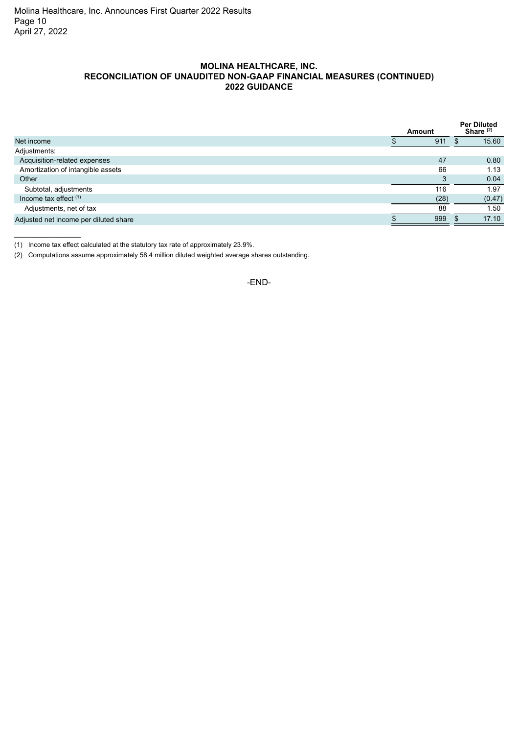# MOLINA HEALTHCARE, INC.
## RECONCILIATION OF UNAUDITED NON-GAAP FINANCIAL MEASURES (CONTINUED)
## 2022 GUIDANCE

| | Amount | Per Diluted Share [(2)] |
|---|---|---|
| Net income | $ 911 | $ 15.60 |
| Adjustments: | | |
| Acquisition-related expenses | 47 | 0.80 |
| Amortization of intangible assets | 66 | 1.13 |
| Other | 3 | 0.04 |
| Subtotal, adjustments | 116 | 1.97 |
| Income tax effect [(1)] | (28) | (0.47) |
| Adjustments, net of tax | 88 | 1.50 |
| Adjusted net income per diluted share | $ 999 | $ 17.10 |

(1) Income tax effect calculated at the statutory tax rate of approximately 23.9%.

(2) Computations assume approximately 58.4 million diluted weighted average shares outstanding.

-END-